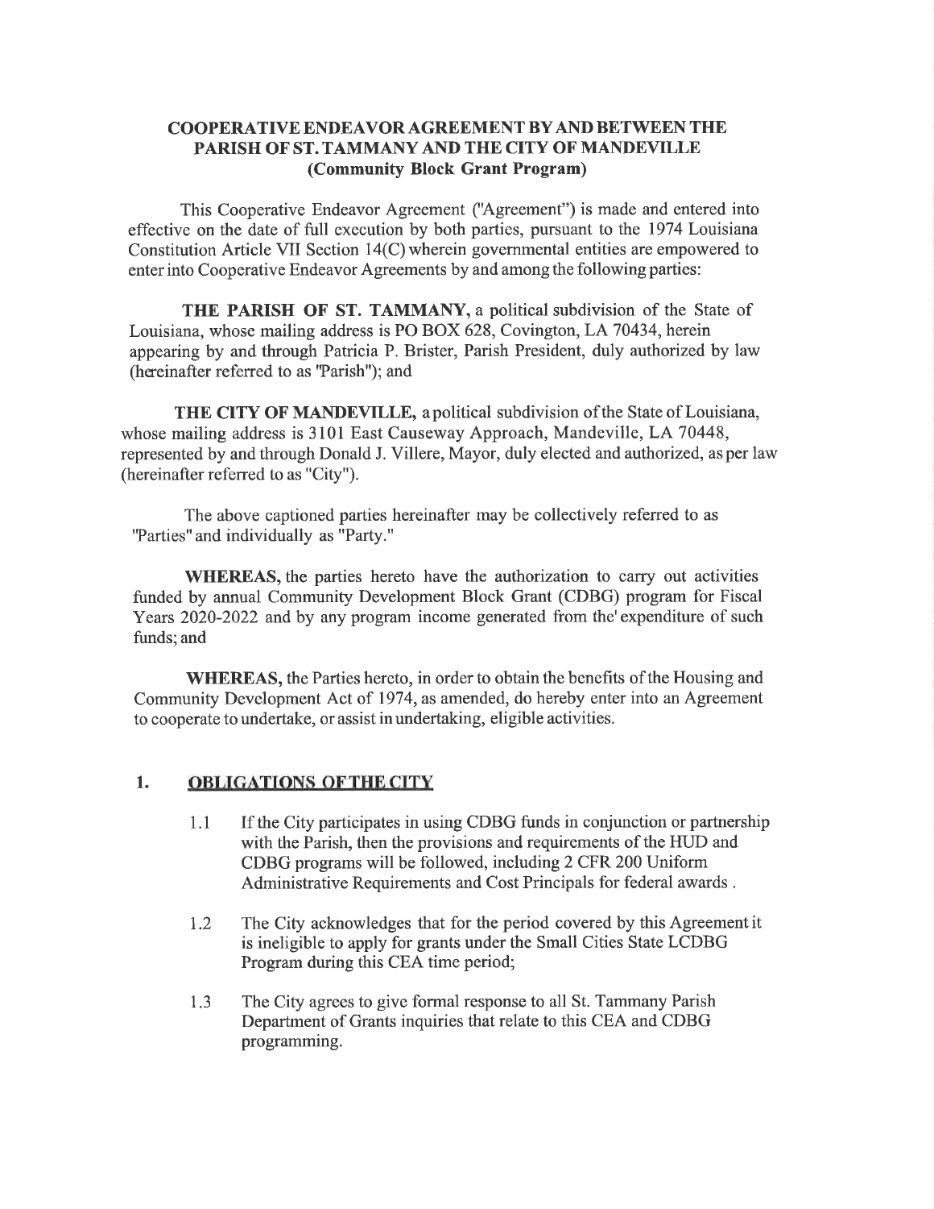## COOPERATIVE ENDEAVOR AGREEMENT BY AND BETWEEN THE PARISH OF ST. TAMMANY AND THE CITY OF MANDEVILLE (Community Block Grant Program)

This Cooperative Endeavor Agreement ("Agreement") is made and entered into effective on the date of full execution by both parties, pursuant to the 1974 Louisiana Constitution Article VII Section 14(C) wherein governmental entities are empowered to enter into Cooperative Endeavor Agreements by and among the following parties:

**THE PARISH OF ST. TAMMANY,** a political subdivision of the State of Louisiana, whose mailing address is PO BOX 628, Covington, LA 70434, herein appearing by and through Patricia P. Brister, Parish President, duly authorized by law (hereinafter referred to as "Parish"); and

**THE CITY OF MANDEVILLE,** a political subdivision of the State of Louisiana, whose mailing address is 3101 East Causeway Approach, Mandeville, LA 70448, represented by and through Donald J. Villere, Mayor, duly elected and authorized, as per law (hereinafter referred to as "City").

The above captioned parties hereinafter may be collectively referred to as "Parties" and individually as "Party."

**WHEREAS,** the parties hereto have the authorization to carry out activities funded by annual Community Development Block Grant (CDBG) program for Fiscal Years 2020-2022 and by any program income generated from the' expenditure of such funds; and

**WHEREAS,** the Parties hereto, in order to obtain the benefits of the Housing and Community Development Act of 1974, as amended, do hereby enter into an Agreement to cooperate to undertake, or assist in undertaking, eligible activities.

### 1. OBLIGATIONS OF THE CITY

1.1 If the City participates in using CDBG funds in conjunction or partnership with the Parish, then the provisions and requirements of the HUD and CDBG programs will be followed, including 2 CFR 200 Uniform Administrative Requirements and Cost Principals for federal awards .

1.2 The City acknowledges that for the period covered by this Agreement it is ineligible to apply for grants under the Small Cities State LCDBG Program during this CEA time period;

1.3 The City agrees to give formal response to all St. Tammany Parish Department of Grants inquiries that relate to this CEA and CDBG programming.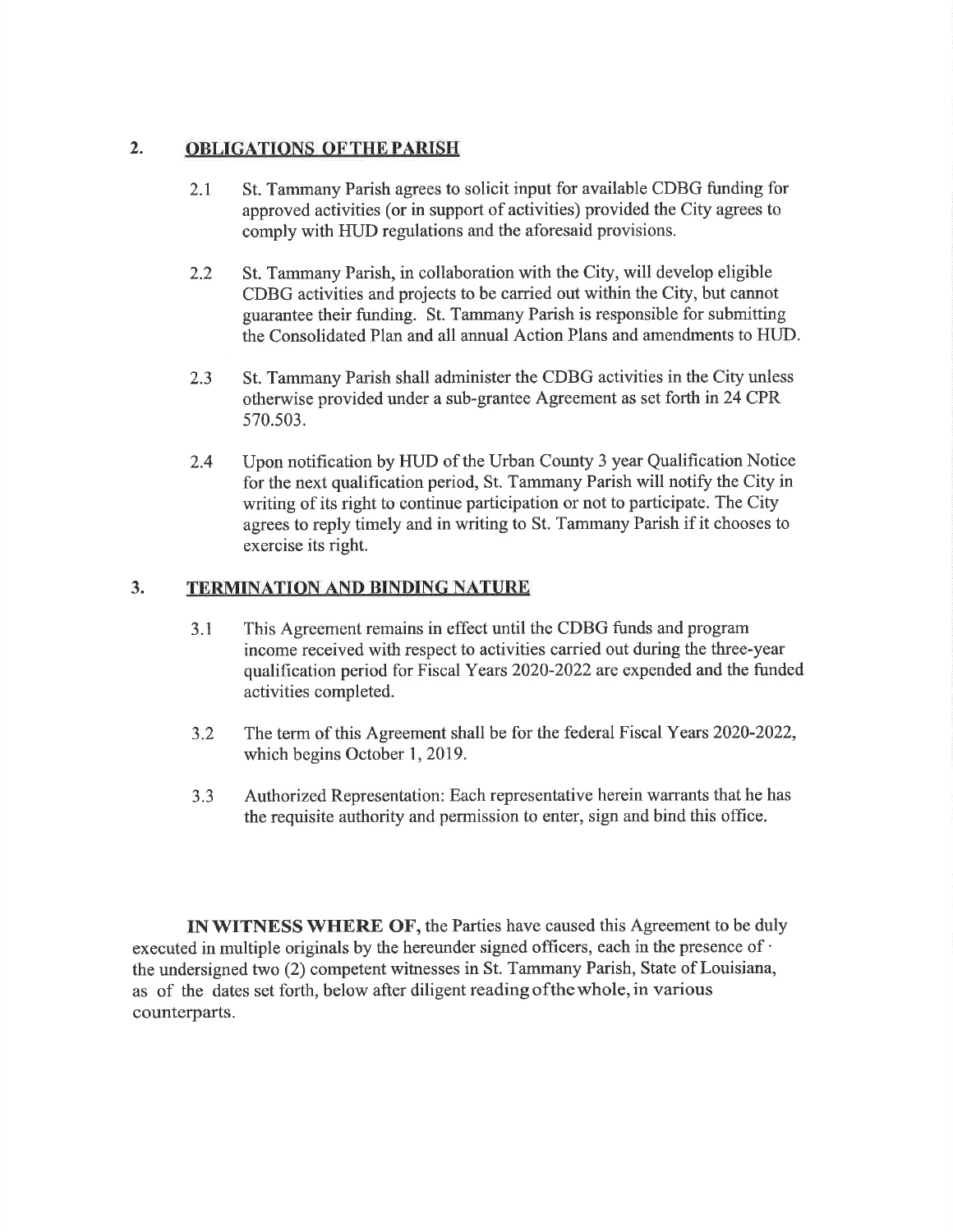## 2. OBLIGATIONS OF THE PARISH

2.1 St. Tammany Parish agrees to solicit input for available CDBG funding for approved activities (or in support of activities) provided the City agrees to comply with HUD regulations and the aforesaid provisions.

2.2 St. Tammany Parish, in collaboration with the City, will develop eligible CDBG activities and projects to be carried out within the City, but cannot guarantee their funding. St. Tammany Parish is responsible for submitting the Consolidated Plan and all annual Action Plans and amendments to HUD.

2.3 St. Tammany Parish shall administer the CDBG activities in the City unless otherwise provided under a sub-grantee Agreement as set forth in 24 CPR 570.503.

2.4 Upon notification by HUD of the Urban County 3 year Qualification Notice for the next qualification period, St. Tammany Parish will notify the City in writing of its right to continue participation or not to participate. The City agrees to reply timely and in writing to St. Tammany Parish if it chooses to exercise its right.

## 3. TERMINATION AND BINDING NATURE

3.1 This Agreement remains in effect until the CDBG funds and program income received with respect to activities carried out during the three-year qualification period for Fiscal Years 2020-2022 are expended and the funded activities completed.

3.2 The term of this Agreement shall be for the federal Fiscal Years 2020-2022, which begins October 1, 2019.

3.3 Authorized Representation: Each representative herein warrants that he has the requisite authority and permission to enter, sign and bind this office.

**IN WITNESS WHERE OF,** the Parties have caused this Agreement to be duly executed in multiple originals by the hereunder signed officers, each in the presence of · the undersigned two (2) competent witnesses in St. Tammany Parish, State of Louisiana, as of the dates set forth, below after diligent reading of the whole, in various counterparts.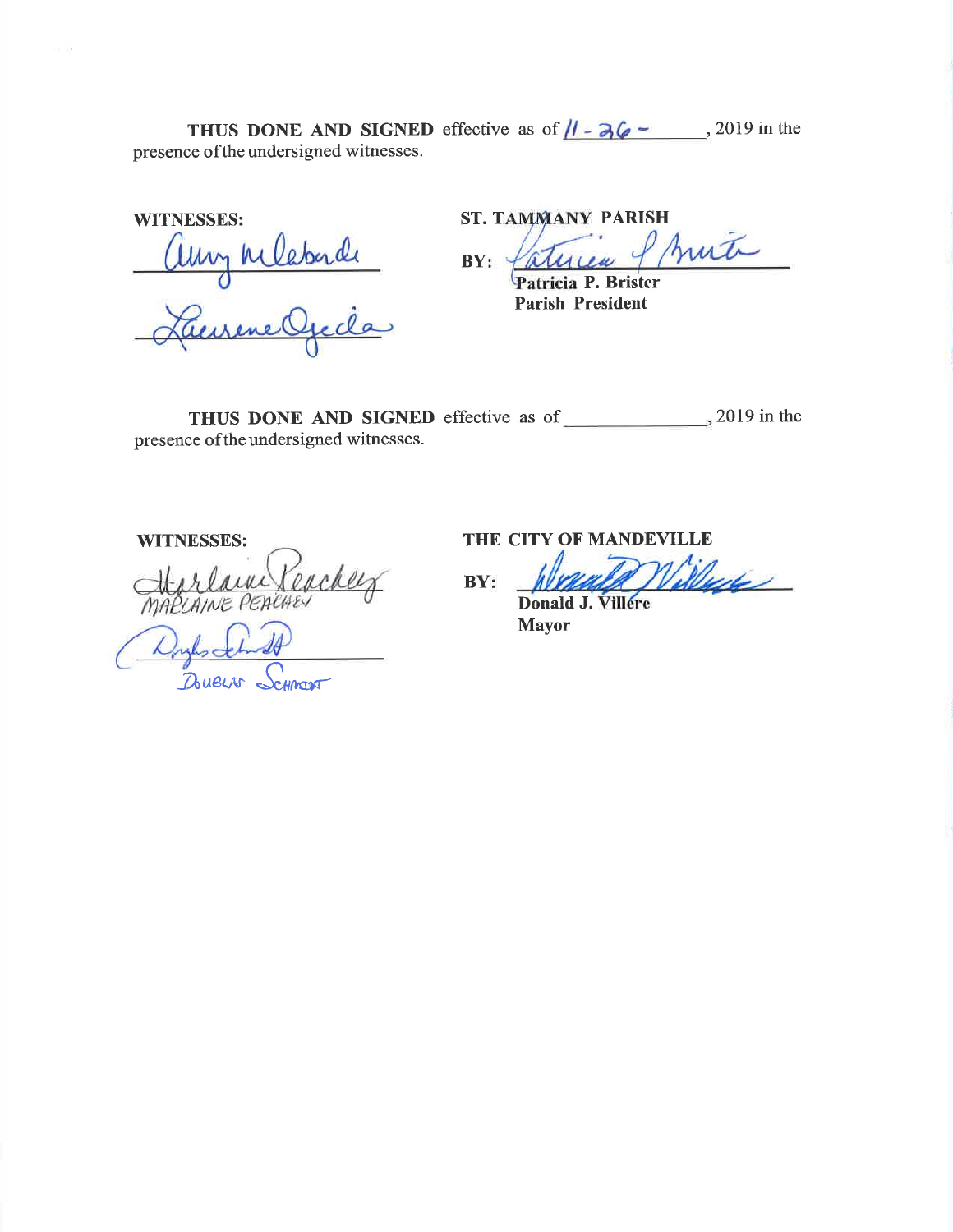**THUS DONE AND SIGNED** effective as of 11-26-, 2019 in the presence of the undersigned witnesses.

**WITNESSES:**

Amy M Lebarde

Laurene Ojeda

**ST. TAMMANY PARISH**

**BY:** Patricia P Brister

**Patricia P. Brister**
**Parish President**

**THUS DONE AND SIGNED** effective as of ______________, 2019 in the presence of the undersigned witnesses.

**WITNESSES:**

Marlaine Peachey
MARLAINE PEACHEY

Douglas Schmidt
DOUGLAS SCHMIDT

**THE CITY OF MANDEVILLE**

**BY:** Donald Villere

**Donald J. Villére**
**Mayor**